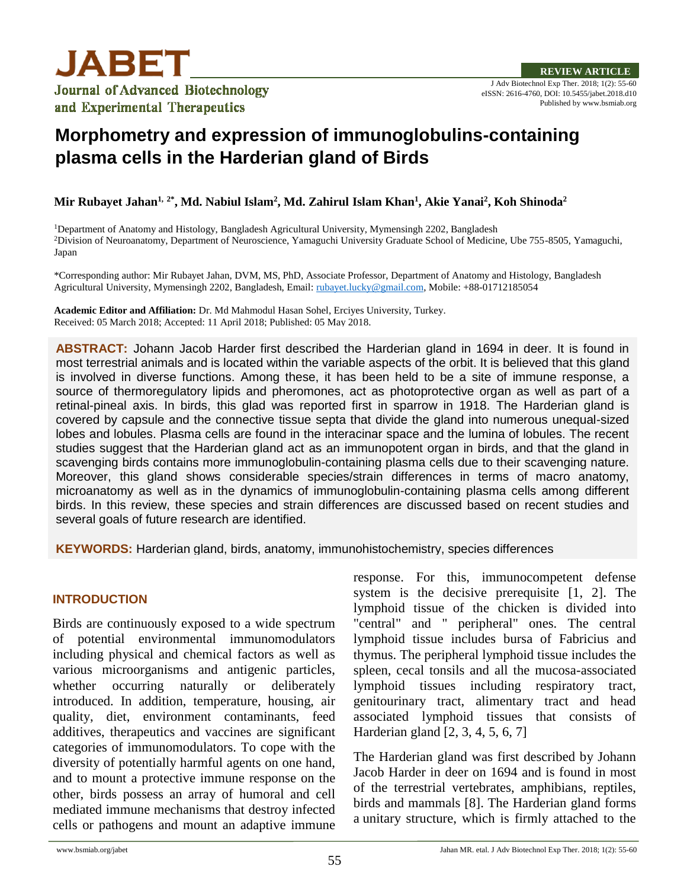JABET

Journal of Advanced Biotechnology and Experimental Therapeutics

**REVIEW ARTICLE**

J Adv Biotechnol Exp Ther. 2018; 1(2): 55-60
eISSN: 2616-4760, DOI: 10.5455/jabet.2018.d10
Published by www.bsmiab.org

# Morphometry and expression of immunoglobulins-containing plasma cells in the Harderian gland of Birds

**Mir Rubayet Jahan[1, 2*], Md. Nabiul Islam[2], Md. Zahirul Islam Khan[1], Akie Yanai[2], Koh Shinoda[2]**

[1]Department of Anatomy and Histology, Bangladesh Agricultural University, Mymensingh 2202, Bangladesh
[2]Division of Neuroanatomy, Department of Neuroscience, Yamaguchi University Graduate School of Medicine, Ube 755-8505, Yamaguchi, Japan

*Corresponding author: Mir Rubayet Jahan, DVM, MS, PhD, Associate Professor, Department of Anatomy and Histology, Bangladesh Agricultural University, Mymensingh 2202, Bangladesh, Email: rubayet.lucky@gmail.com, Mobile: +88-01712185054

**Academic Editor and Affiliation:** Dr. Md Mahmodul Hasan Sohel, Erciyes University, Turkey.
Received: 05 March 2018; Accepted: 11 April 2018; Published: 05 May 2018.

**ABSTRACT:** Johann Jacob Harder first described the Harderian gland in 1694 in deer. It is found in most terrestrial animals and is located within the variable aspects of the orbit. It is believed that this gland is involved in diverse functions. Among these, it has been held to be a site of immune response, a source of thermoregulatory lipids and pheromones, act as photoprotective organ as well as part of a retinal-pineal axis. In birds, this glad was reported first in sparrow in 1918. The Harderian gland is covered by capsule and the connective tissue septa that divide the gland into numerous unequal-sized lobes and lobules. Plasma cells are found in the interacinar space and the lumina of lobules. The recent studies suggest that the Harderian gland act as an immunopotent organ in birds, and that the gland in scavenging birds contains more immunoglobulin-containing plasma cells due to their scavenging nature. Moreover, this gland shows considerable species/strain differences in terms of macro anatomy, microanatomy as well as in the dynamics of immunoglobulin-containing plasma cells among different birds. In this review, these species and strain differences are discussed based on recent studies and several goals of future research are identified.

**KEYWORDS:** Harderian gland, birds, anatomy, immunohistochemistry, species differences

## INTRODUCTION

Birds are continuously exposed to a wide spectrum of potential environmental immunomodulators including physical and chemical factors as well as various microorganisms and antigenic particles, whether occurring naturally or deliberately introduced. In addition, temperature, housing, air quality, diet, environment contaminants, feed additives, therapeutics and vaccines are significant categories of immunomodulators. To cope with the diversity of potentially harmful agents on one hand, and to mount a protective immune response on the other, birds possess an array of humoral and cell mediated immune mechanisms that destroy infected cells or pathogens and mount an adaptive immune response. For this, immunocompetent defense system is the decisive prerequisite [1, 2]. The lymphoid tissue of the chicken is divided into "central" and " peripheral" ones. The central lymphoid tissue includes bursa of Fabricius and thymus. The peripheral lymphoid tissue includes the spleen, cecal tonsils and all the mucosa-associated lymphoid tissues including respiratory tract, genitourinary tract, alimentary tract and head associated lymphoid tissues that consists of Harderian gland [2, 3, 4, 5, 6, 7]

The Harderian gland was first described by Johann Jacob Harder in deer on 1694 and is found in most of the terrestrial vertebrates, amphibians, reptiles, birds and mammals [8]. The Harderian gland forms a unitary structure, which is firmly attached to the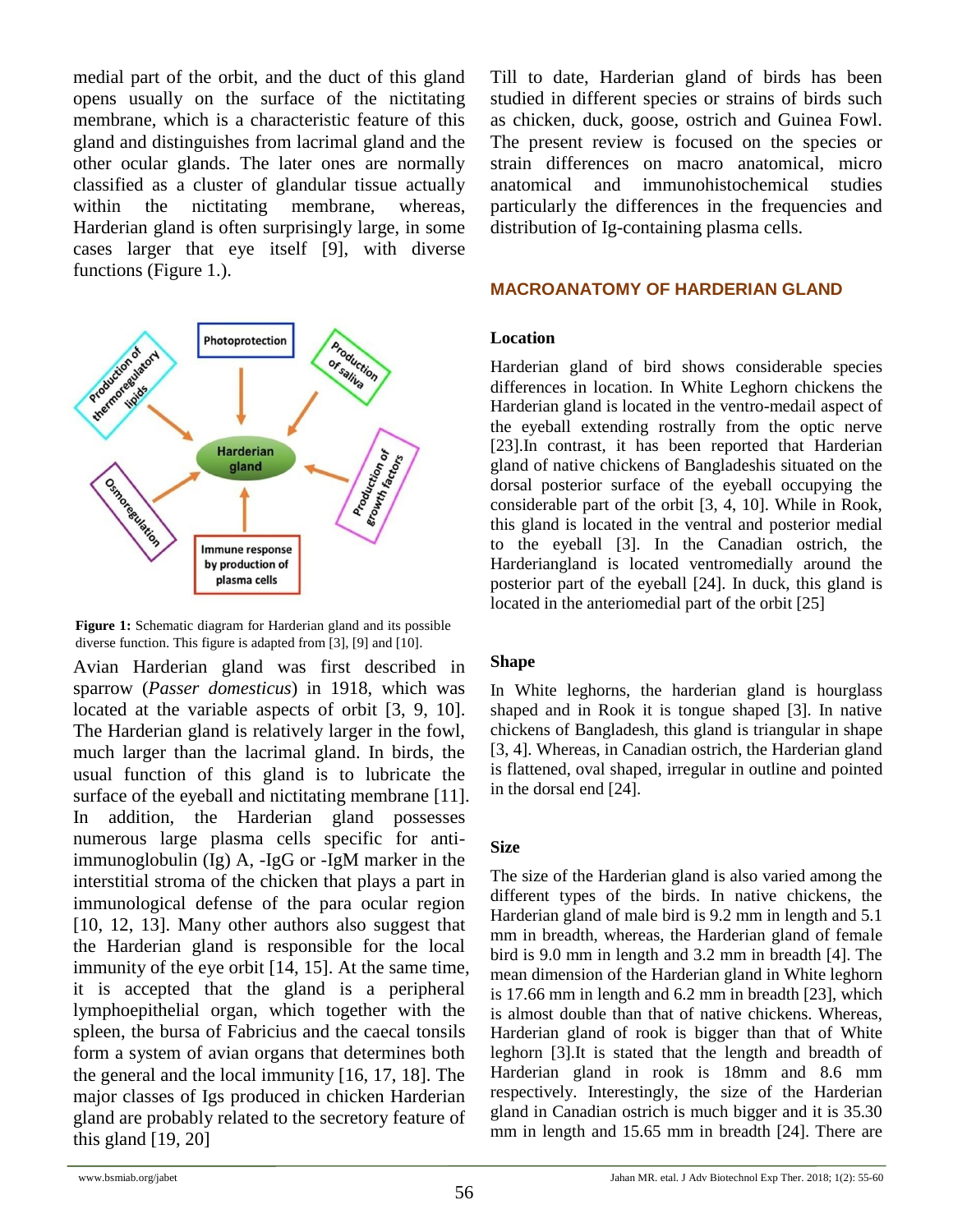medial part of the orbit, and the duct of this gland opens usually on the surface of the nictitating membrane, which is a characteristic feature of this gland and distinguishes from lacrimal gland and the other ocular glands. The later ones are normally classified as a cluster of glandular tissue actually within the nictitating membrane, whereas, Harderian gland is often surprisingly large, in some cases larger that eye itself [9], with diverse functions (Figure 1.).

**Figure 1:** Schematic diagram for Harderian gland and its possible diverse function. This figure is adapted from [3], [9] and [10].

Avian Harderian gland was first described in sparrow (*Passer domesticus*) in 1918, which was located at the variable aspects of orbit [3, 9, 10]. The Harderian gland is relatively larger in the fowl, much larger than the lacrimal gland. In birds, the usual function of this gland is to lubricate the surface of the eyeball and nictitating membrane [11]. In addition, the Harderian gland possesses numerous large plasma cells specific for anti-immunoglobulin (Ig) A, -IgG or -IgM marker in the interstitial stroma of the chicken that plays a part in immunological defense of the para ocular region [10, 12, 13]. Many other authors also suggest that the Harderian gland is responsible for the local immunity of the eye orbit [14, 15]. At the same time, it is accepted that the gland is a peripheral lymphoepithelial organ, which together with the spleen, the bursa of Fabricius and the caecal tonsils form a system of avian organs that determines both the general and the local immunity [16, 17, 18]. The major classes of Igs produced in chicken Harderian gland are probably related to the secretory feature of this gland [19, 20]

Till to date, Harderian gland of birds has been studied in different species or strains of birds such as chicken, duck, goose, ostrich and Guinea Fowl. The present review is focused on the species or strain differences on macro anatomical, micro anatomical and immunohistochemical studies particularly the differences in the frequencies and distribution of Ig-containing plasma cells.

## MACROANATOMY OF HARDERIAN GLAND

### Location

Harderian gland of bird shows considerable species differences in location. In White Leghorn chickens the Harderian gland is located in the ventro-medail aspect of the eyeball extending rostrally from the optic nerve [23].In contrast, it has been reported that Harderian gland of native chickens of Bangladeshis situated on the dorsal posterior surface of the eyeball occupying the considerable part of the orbit [3, 4, 10]. While in Rook, this gland is located in the ventral and posterior medial to the eyeball [3]. In the Canadian ostrich, the Harderiangland is located ventromedially around the posterior part of the eyeball [24]. In duck, this gland is located in the anteriomedial part of the orbit [25]

### Shape

In White leghorns, the harderian gland is hourglass shaped and in Rook it is tongue shaped [3]. In native chickens of Bangladesh, this gland is triangular in shape [3, 4]. Whereas, in Canadian ostrich, the Harderian gland is flattened, oval shaped, irregular in outline and pointed in the dorsal end [24].

### Size

The size of the Harderian gland is also varied among the different types of the birds. In native chickens, the Harderian gland of male bird is 9.2 mm in length and 5.1 mm in breadth, whereas, the Harderian gland of female bird is 9.0 mm in length and 3.2 mm in breadth [4]. The mean dimension of the Harderian gland in White leghorn is 17.66 mm in length and 6.2 mm in breadth [23], which is almost double than that of native chickens. Whereas, Harderian gland of rook is bigger than that of White leghorn [3].It is stated that the length and breadth of Harderian gland in rook is 18mm and 8.6 mm respectively. Interestingly, the size of the Harderian gland in Canadian ostrich is much bigger and it is 35.30 mm in length and 15.65 mm in breadth [24]. There are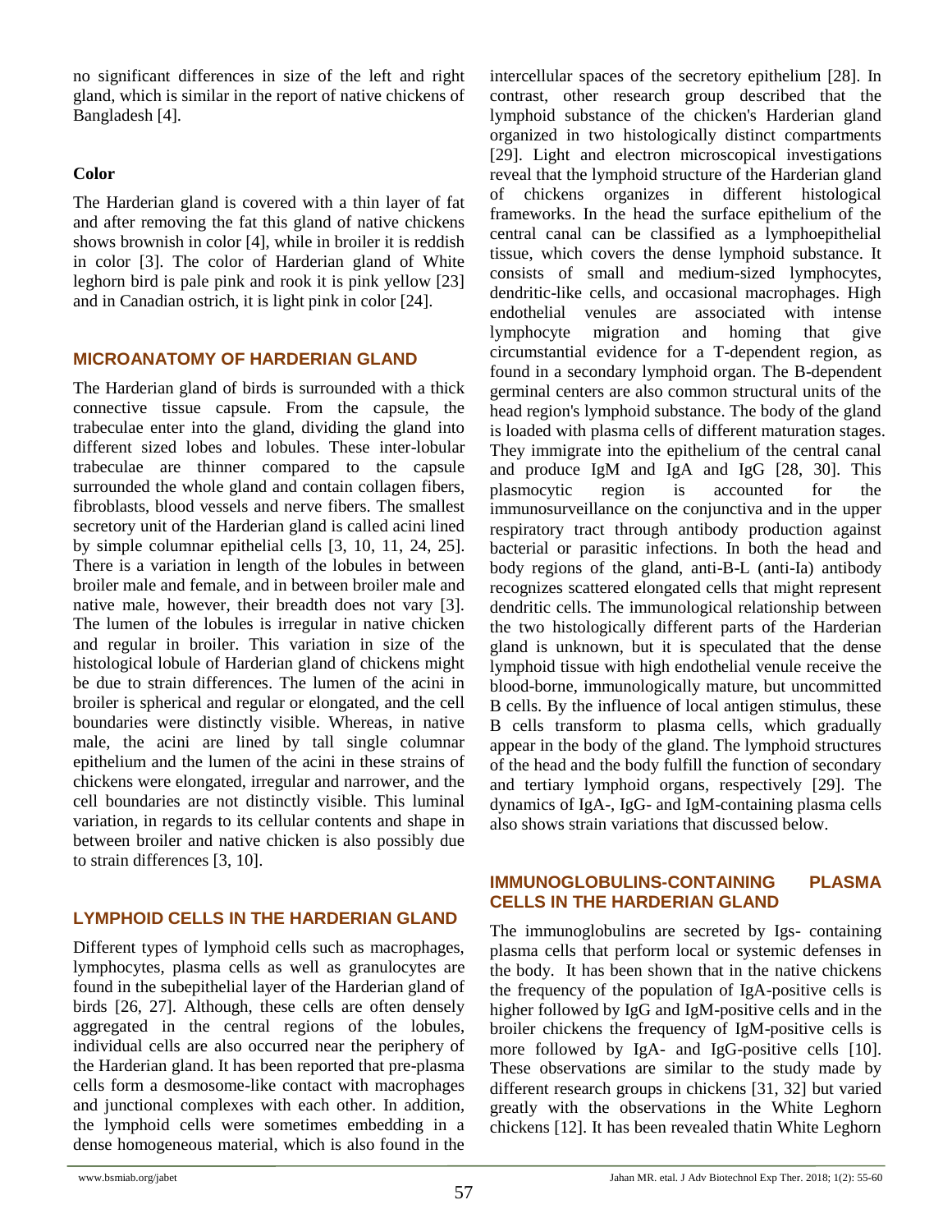no significant differences in size of the left and right gland, which is similar in the report of native chickens of Bangladesh [4].

### Color

The Harderian gland is covered with a thin layer of fat and after removing the fat this gland of native chickens shows brownish in color [4], while in broiler it is reddish in color [3]. The color of Harderian gland of White leghorn bird is pale pink and rook it is pink yellow [23] and in Canadian ostrich, it is light pink in color [24].

## MICROANATOMY OF HARDERIAN GLAND

The Harderian gland of birds is surrounded with a thick connective tissue capsule. From the capsule, the trabeculae enter into the gland, dividing the gland into different sized lobes and lobules. These inter-lobular trabeculae are thinner compared to the capsule surrounded the whole gland and contain collagen fibers, fibroblasts, blood vessels and nerve fibers. The smallest secretory unit of the Harderian gland is called acini lined by simple columnar epithelial cells [3, 10, 11, 24, 25]. There is a variation in length of the lobules in between broiler male and female, and in between broiler male and native male, however, their breadth does not vary [3]. The lumen of the lobules is irregular in native chicken and regular in broiler. This variation in size of the histological lobule of Harderian gland of chickens might be due to strain differences. The lumen of the acini in broiler is spherical and regular or elongated, and the cell boundaries were distinctly visible. Whereas, in native male, the acini are lined by tall single columnar epithelium and the lumen of the acini in these strains of chickens were elongated, irregular and narrower, and the cell boundaries are not distinctly visible. This luminal variation, in regards to its cellular contents and shape in between broiler and native chicken is also possibly due to strain differences [3, 10].

## LYMPHOID CELLS IN THE HARDERIAN GLAND

Different types of lymphoid cells such as macrophages, lymphocytes, plasma cells as well as granulocytes are found in the subepithelial layer of the Harderian gland of birds [26, 27]. Although, these cells are often densely aggregated in the central regions of the lobules, individual cells are also occurred near the periphery of the Harderian gland. It has been reported that pre-plasma cells form a desmosome-like contact with macrophages and junctional complexes with each other. In addition, the lymphoid cells were sometimes embedding in a dense homogeneous material, which is also found in the intercellular spaces of the secretory epithelium [28]. In contrast, other research group described that the lymphoid substance of the chicken's Harderian gland organized in two histologically distinct compartments [29]. Light and electron microscopical investigations reveal that the lymphoid structure of the Harderian gland of chickens organizes in different histological frameworks. In the head the surface epithelium of the central canal can be classified as a lymphoepithelial tissue, which covers the dense lymphoid substance. It consists of small and medium-sized lymphocytes, dendritic-like cells, and occasional macrophages. High endothelial venules are associated with intense lymphocyte migration and homing that give circumstantial evidence for a T-dependent region, as found in a secondary lymphoid organ. The B-dependent germinal centers are also common structural units of the head region's lymphoid substance. The body of the gland is loaded with plasma cells of different maturation stages. They immigrate into the epithelium of the central canal and produce IgM and IgA and IgG [28, 30]. This plasmocytic region is accounted for the immunosurveillance on the conjunctiva and in the upper respiratory tract through antibody production against bacterial or parasitic infections. In both the head and body regions of the gland, anti-B-L (anti-Ia) antibody recognizes scattered elongated cells that might represent dendritic cells. The immunological relationship between the two histologically different parts of the Harderian gland is unknown, but it is speculated that the dense lymphoid tissue with high endothelial venule receive the blood-borne, immunologically mature, but uncommitted B cells. By the influence of local antigen stimulus, these B cells transform to plasma cells, which gradually appear in the body of the gland. The lymphoid structures of the head and the body fulfill the function of secondary and tertiary lymphoid organs, respectively [29]. The dynamics of IgA-, IgG- and IgM-containing plasma cells also shows strain variations that discussed below.

## IMMUNOGLOBULINS-CONTAINING PLASMA CELLS IN THE HARDERIAN GLAND

The immunoglobulins are secreted by Igs- containing plasma cells that perform local or systemic defenses in the body. It has been shown that in the native chickens the frequency of the population of IgA-positive cells is higher followed by IgG and IgM-positive cells and in the broiler chickens the frequency of IgM-positive cells is more followed by IgA- and IgG-positive cells [10]. These observations are similar to the study made by different research groups in chickens [31, 32] but varied greatly with the observations in the White Leghorn chickens [12]. It has been revealed thatin White Leghorn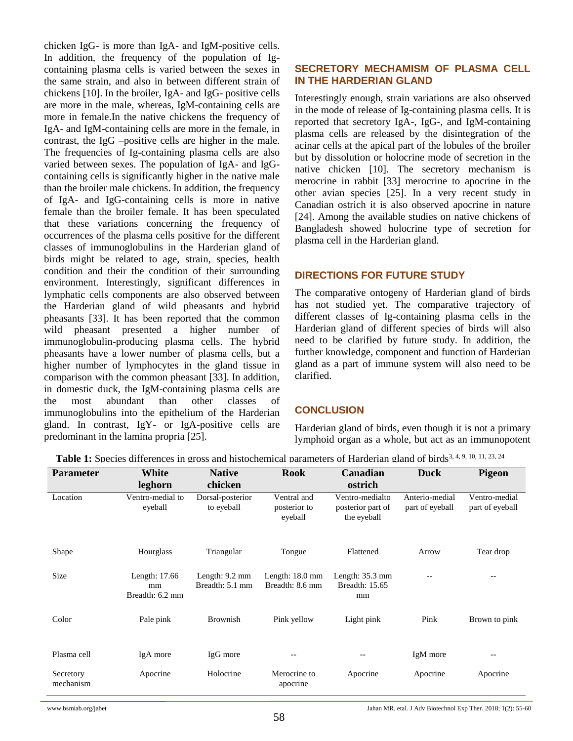chicken IgG- is more than IgA- and IgM-positive cells. In addition, the frequency of the population of Ig-containing plasma cells is varied between the sexes in the same strain, and also in between different strain of chickens [10]. In the broiler, IgA- and IgG- positive cells are more in the male, whereas, IgM-containing cells are more in female.In the native chickens the frequency of IgA- and IgM-containing cells are more in the female, in contrast, the IgG –positive cells are higher in the male. The frequencies of Ig-containing plasma cells are also varied between sexes. The population of IgA- and IgG-containing cells is significantly higher in the native male than the broiler male chickens. In addition, the frequency of IgA- and IgG-containing cells is more in native female than the broiler female. It has been speculated that these variations concerning the frequency of occurrences of the plasma cells positive for the different classes of immunoglobulins in the Harderian gland of birds might be related to age, strain, species, health condition and their the condition of their surrounding environment. Interestingly, significant differences in lymphatic cells components are also observed between the Harderian gland of wild pheasants and hybrid pheasants [33]. It has been reported that the common wild pheasant presented a higher number of immunoglobulin-producing plasma cells. The hybrid pheasants have a lower number of plasma cells, but a higher number of lymphocytes in the gland tissue in comparison with the common pheasant [33]. In addition, in domestic duck, the IgM-containing plasma cells are the most abundant than other classes of immunoglobulins into the epithelium of the Harderian gland. In contrast, IgY- or IgA-positive cells are predominant in the lamina propria [25].

## SECRETORY MECHAMISM OF PLASMA CELL IN THE HARDERIAN GLAND

Interestingly enough, strain variations are also observed in the mode of release of Ig-containing plasma cells. It is reported that secretory IgA-, IgG-, and IgM-containing plasma cells are released by the disintegration of the acinar cells at the apical part of the lobules of the broiler but by dissolution or holocrine mode of secretion in the native chicken [10]. The secretory mechanism is merocrine in rabbit [33] merocrine to apocrine in the other avian species [25]. In a very recent study in Canadian ostrich it is also observed apocrine in nature [24]. Among the available studies on native chickens of Bangladesh showed holocrine type of secretion for plasma cell in the Harderian gland.

## DIRECTIONS FOR FUTURE STUDY

The comparative ontogeny of Harderian gland of birds has not studied yet. The comparative trajectory of different classes of Ig-containing plasma cells in the Harderian gland of different species of birds will also need to be clarified by future study. In addition, the further knowledge, component and function of Harderian gland as a part of immune system will also need to be clarified.

## CONCLUSION

Harderian gland of birds, even though it is not a primary lymphoid organ as a whole, but act as an immunopotent

**Table 1:** Species differences in gross and histochemical parameters of Harderian gland of birds[3, 4, 9, 10, 11, 23, 24]

| Parameter | White leghorn | Native chicken | Rook | Canadian ostrich | Duck | Pigeon |
|---|---|---|---|---|---|---|
| Location | Ventro-medial to eyeball | Dorsal-posterior to eyeball | Ventral and posterior to eyeball | Ventro-medialto posterior part of the eyeball | Anterio-medial part of eyeball | Ventro-medial part of eyeball |
| Shape | Hourglass | Triangular | Tongue | Flattened | Arrow | Tear drop |
| Size | Length: 17.66 mm Breadth: 6.2 mm | Length: 9.2 mm Breadth: 5.1 mm | Length: 18.0 mm Breadth: 8.6 mm | Length: 35.3 mm Breadth: 15.65 mm | -- | -- |
| Color | Pale pink | Brownish | Pink yellow | Light pink | Pink | Brown to pink |
| Plasma cell | IgA more | IgG more | -- | -- | IgM more | -- |
| Secretory mechanism | Apocrine | Holocrine | Merocrine to apocrine | Apocrine | Apocrine | Apocrine |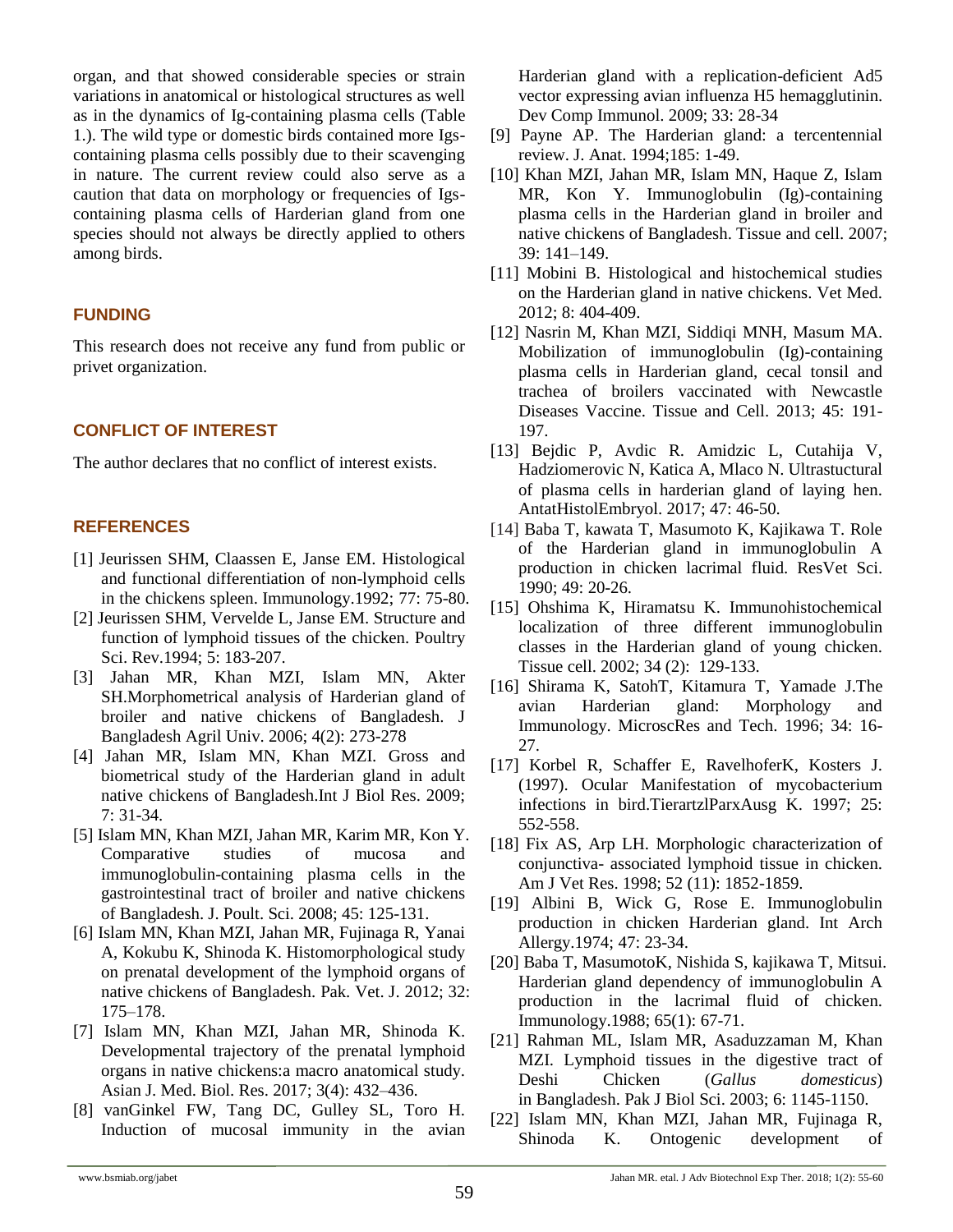organ, and that showed considerable species or strain variations in anatomical or histological structures as well as in the dynamics of Ig-containing plasma cells (Table 1.). The wild type or domestic birds contained more Igs-containing plasma cells possibly due to their scavenging in nature. The current review could also serve as a caution that data on morphology or frequencies of Igs-containing plasma cells of Harderian gland from one species should not always be directly applied to others among birds.

## FUNDING

This research does not receive any fund from public or privet organization.

## CONFLICT OF INTEREST

The author declares that no conflict of interest exists.

## REFERENCES

[1] Jeurissen SHM, Claassen E, Janse EM. Histological and functional differentiation of non-lymphoid cells in the chickens spleen. Immunology.1992; 77: 75-80.

[2] Jeurissen SHM, Vervelde L, Janse EM. Structure and function of lymphoid tissues of the chicken. Poultry Sci. Rev.1994; 5: 183-207.

[3] Jahan MR, Khan MZI, Islam MN, Akter SH.Morphometrical analysis of Harderian gland of broiler and native chickens of Bangladesh. J Bangladesh Agril Univ. 2006; 4(2): 273-278

[4] Jahan MR, Islam MN, Khan MZI. Gross and biometrical study of the Harderian gland in adult native chickens of Bangladesh.Int J Biol Res. 2009; 7: 31-34.

[5] Islam MN, Khan MZI, Jahan MR, Karim MR, Kon Y. Comparative studies of mucosa and immunoglobulin-containing plasma cells in the gastrointestinal tract of broiler and native chickens of Bangladesh. J. Poult. Sci. 2008; 45: 125-131.

[6] Islam MN, Khan MZI, Jahan MR, Fujinaga R, Yanai A, Kokubu K, Shinoda K. Histomorphological study on prenatal development of the lymphoid organs of native chickens of Bangladesh. Pak. Vet. J. 2012; 32: 175–178.

[7] Islam MN, Khan MZI, Jahan MR, Shinoda K. Developmental trajectory of the prenatal lymphoid organs in native chickens:a macro anatomical study. Asian J. Med. Biol. Res. 2017; 3(4): 432–436.

[8] vanGinkel FW, Tang DC, Gulley SL, Toro H. Induction of mucosal immunity in the avian Harderian gland with a replication-deficient Ad5 vector expressing avian influenza H5 hemagglutinin. Dev Comp Immunol. 2009; 33: 28-34

[9] Payne AP. The Harderian gland: a tercentennial review. J. Anat. 1994;185: 1-49.

[10] Khan MZI, Jahan MR, Islam MN, Haque Z, Islam MR, Kon Y. Immunoglobulin (Ig)-containing plasma cells in the Harderian gland in broiler and native chickens of Bangladesh. Tissue and cell. 2007; 39: 141–149.

[11] Mobini B. Histological and histochemical studies on the Harderian gland in native chickens. Vet Med. 2012; 8: 404-409.

[12] Nasrin M, Khan MZI, Siddiqi MNH, Masum MA. Mobilization of immunoglobulin (Ig)-containing plasma cells in Harderian gland, cecal tonsil and trachea of broilers vaccinated with Newcastle Diseases Vaccine. Tissue and Cell. 2013; 45: 191-197.

[13] Bejdic P, Avdic R. Amidzic L, Cutahija V, Hadziomerovic N, Katica A, Mlaco N. Ultrastuctural of plasma cells in harderian gland of laying hen. AntatHistolEmbryol. 2017; 47: 46-50.

[14] Baba T, kawata T, Masumoto K, Kajikawa T. Role of the Harderian gland in immunoglobulin A production in chicken lacrimal fluid. ResVet Sci. 1990; 49: 20-26.

[15] Ohshima K, Hiramatsu K. Immunohistochemical localization of three different immunoglobulin classes in the Harderian gland of young chicken. Tissue cell. 2002; 34 (2): 129-133.

[16] Shirama K, SatohT, Kitamura T, Yamade J.The avian Harderian gland: Morphology and Immunology. MicroscRes and Tech. 1996; 34: 16-27.

[17] Korbel R, Schaffer E, RavelhoferK, Kosters J. (1997). Ocular Manifestation of mycobacterium infections in bird.TierartzlParxAusg K. 1997; 25: 552-558.

[18] Fix AS, Arp LH. Morphologic characterization of conjunctiva- associated lymphoid tissue in chicken. Am J Vet Res. 1998; 52 (11): 1852-1859.

[19] Albini B, Wick G, Rose E. Immunoglobulin production in chicken Harderian gland. Int Arch Allergy.1974; 47: 23-34.

[20] Baba T, MasumotoK, Nishida S, kajikawa T, Mitsui. Harderian gland dependency of immunoglobulin A production in the lacrimal fluid of chicken. Immunology.1988; 65(1): 67-71.

[21] Rahman ML, Islam MR, Asaduzzaman M, Khan MZI. Lymphoid tissues in the digestive tract of Deshi Chicken (*Gallus domesticus*) in Bangladesh. Pak J Biol Sci. 2003; 6: 1145-1150.

[22] Islam MN, Khan MZI, Jahan MR, Fujinaga R, Shinoda K. Ontogenic development of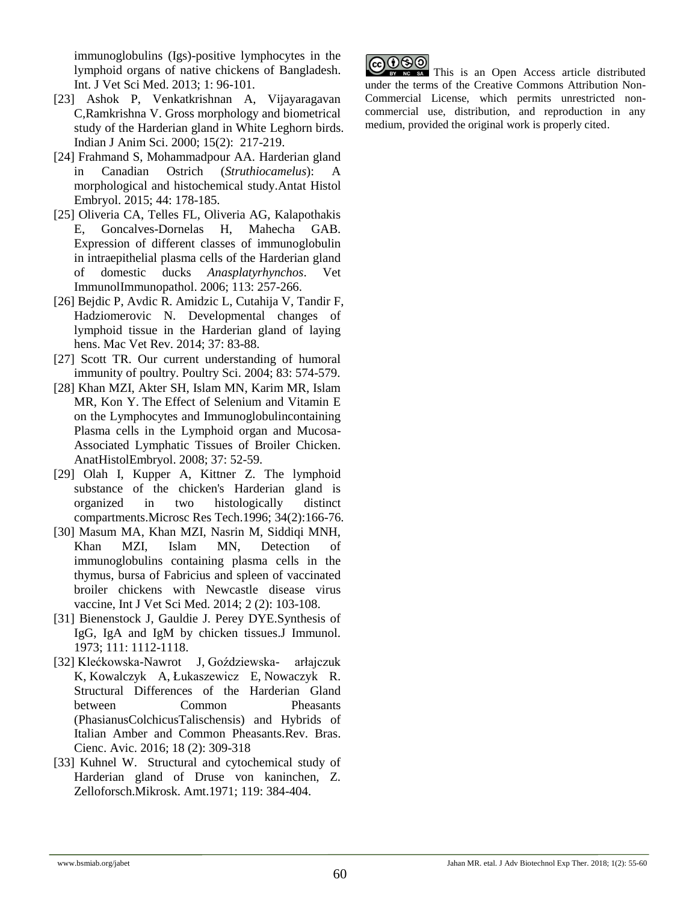immunoglobulins (Igs)-positive lymphocytes in the lymphoid organs of native chickens of Bangladesh. Int. J Vet Sci Med. 2013; 1: 96-101.

[23] Ashok P, Venkatkrishnan A, Vijayaragavan C,Ramkrishna V. Gross morphology and biometrical study of the Harderian gland in White Leghorn birds. Indian J Anim Sci. 2000; 15(2): 217-219.

[24] Frahmand S, Mohammadpour AA. Harderian gland in Canadian Ostrich (*Struthiocamelus*): A morphological and histochemical study.Antat Histol Embryol. 2015; 44: 178-185.

[25] Oliveria CA, Telles FL, Oliveria AG, Kalapothakis E, Goncalves-Dornelas H, Mahecha GAB. Expression of different classes of immunoglobulin in intraepithelial plasma cells of the Harderian gland of domestic ducks *Anasplatyrhynchos*. Vet ImmunolImmunopathol. 2006; 113: 257-266.

[26] Bejdic P, Avdic R. Amidzic L, Cutahija V, Tandir F, Hadziomerovic N. Developmental changes of lymphoid tissue in the Harderian gland of laying hens. Mac Vet Rev. 2014; 37: 83-88.

[27] Scott TR. Our current understanding of humoral immunity of poultry. Poultry Sci. 2004; 83: 574-579.

[28] Khan MZI, Akter SH, Islam MN, Karim MR, Islam MR, Kon Y. The Effect of Selenium and Vitamin E on the Lymphocytes and Immunoglobulincontaining Plasma cells in the Lymphoid organ and Mucosa-Associated Lymphatic Tissues of Broiler Chicken. AnatHistolEmbryol. 2008; 37: 52-59.

[29] Olah I, Kupper A, Kittner Z. The lymphoid substance of the chicken's Harderian gland is organized in two histologically distinct compartments.Microsc Res Tech.1996; 34(2):166-76.

[30] Masum MA, Khan MZI, Nasrin M, Siddiqi MNH, Khan MZI, Islam MN, Detection of immunoglobulins containing plasma cells in the thymus, bursa of Fabricius and spleen of vaccinated broiler chickens with Newcastle disease virus vaccine, Int J Vet Sci Med. 2014; 2 (2): 103-108.

[31] Bienenstock J, Gauldie J. Perey DYE.Synthesis of IgG, IgA and IgM by chicken tissues.J Immunol. 1973; 111: 1112-1118.

[32] Klećkowska-Nawrot J, Goździewska- arłajczuk K, Kowalczyk A, Łukaszewicz E, Nowaczyk R. Structural Differences of the Harderian Gland between Common Pheasants (PhasianusColchicusTalischensis) and Hybrids of Italian Amber and Common Pheasants.Rev. Bras. Cienc. Avic. 2016; 18 (2): 309-318

[33] Kuhnel W. Structural and cytochemical study of Harderian gland of Druse von kaninchen, Z. Zelloforsch.Mikrosk. Amt.1971; 119: 384-404.

This is an Open Access article distributed under the terms of the Creative Commons Attribution Non-Commercial License, which permits unrestricted non-commercial use, distribution, and reproduction in any medium, provided the original work is properly cited.